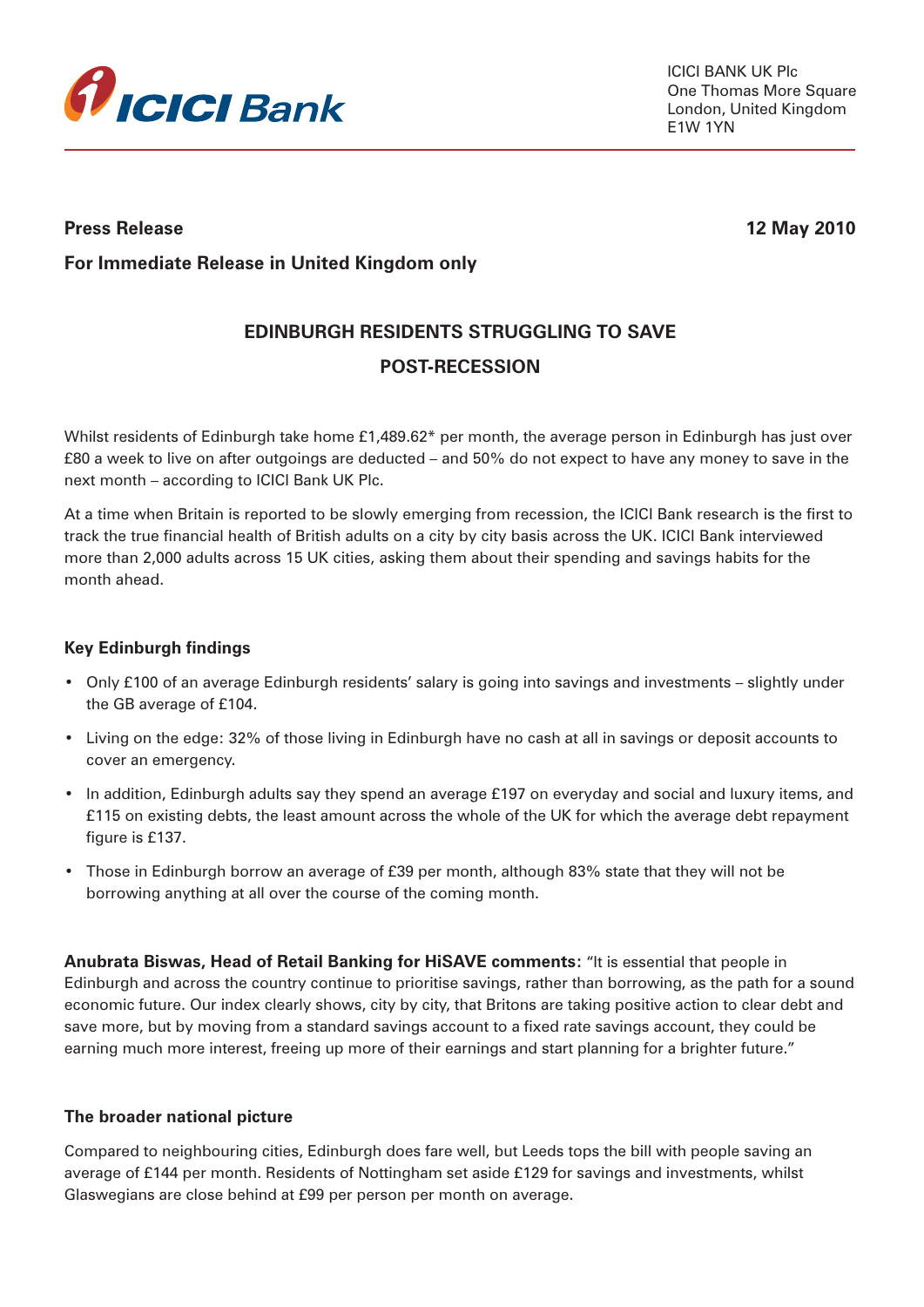ICICI Bank

ICICI BANK UK Plc
One Thomas More Square
London, United Kingdom
E1W 1YN

**Press Release** **12 May 2010**

**For Immediate Release in United Kingdom only**

## EDINBURGH RESIDENTS STRUGGLING TO SAVE POST-RECESSION

Whilst residents of Edinburgh take home £1,489.62* per month, the average person in Edinburgh has just over £80 a week to live on after outgoings are deducted – and 50% do not expect to have any money to save in the next month – according to ICICI Bank UK Plc.

At a time when Britain is reported to be slowly emerging from recession, the ICICI Bank research is the first to track the true financial health of British adults on a city by city basis across the UK. ICICI Bank interviewed more than 2,000 adults across 15 UK cities, asking them about their spending and savings habits for the month ahead.

### Key Edinburgh findings

- Only £100 of an average Edinburgh residents' salary is going into savings and investments – slightly under the GB average of £104.
- Living on the edge: 32% of those living in Edinburgh have no cash at all in savings or deposit accounts to cover an emergency.
- In addition, Edinburgh adults say they spend an average £197 on everyday and social and luxury items, and £115 on existing debts, the least amount across the whole of the UK for which the average debt repayment figure is £137.
- Those in Edinburgh borrow an average of £39 per month, although 83% state that they will not be borrowing anything at all over the course of the coming month.

**Anubrata Biswas, Head of Retail Banking for HiSAVE comments:** "It is essential that people in Edinburgh and across the country continue to prioritise savings, rather than borrowing, as the path for a sound economic future. Our index clearly shows, city by city, that Britons are taking positive action to clear debt and save more, but by moving from a standard savings account to a fixed rate savings account, they could be earning much more interest, freeing up more of their earnings and start planning for a brighter future."

### The broader national picture

Compared to neighbouring cities, Edinburgh does fare well, but Leeds tops the bill with people saving an average of £144 per month. Residents of Nottingham set aside £129 for savings and investments, whilst Glaswegians are close behind at £99 per person per month on average.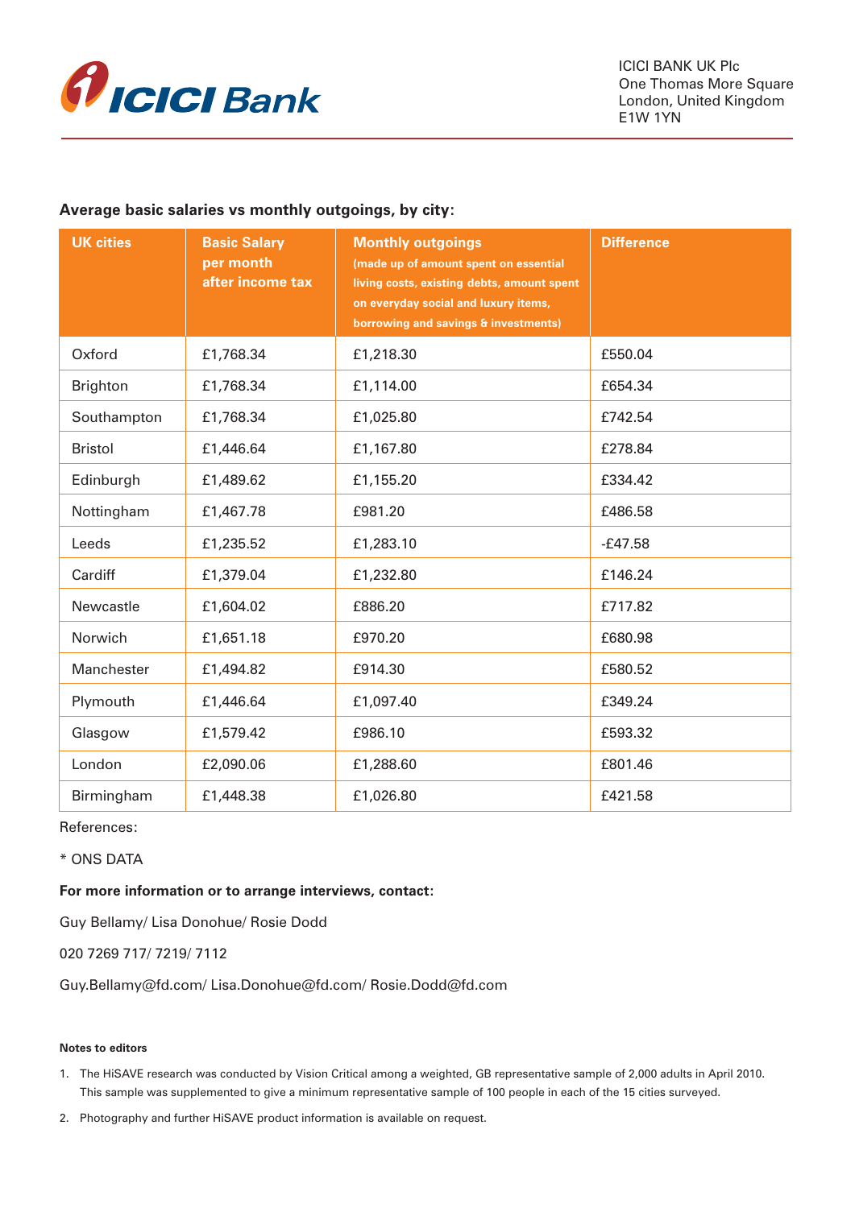ICICI BANK UK Plc
One Thomas More Square
London, United Kingdom
E1W 1YN

**Average basic salaries vs monthly outgoings, by city:**

| UK cities | Basic Salary per month after income tax | Monthly outgoings (made up of amount spent on essential living costs, existing debts, amount spent on everyday social and luxury items, borrowing and savings & investments) | Difference |
|---|---|---|---|
| Oxford | £1,768.34 | £1,218.30 | £550.04 |
| Brighton | £1,768.34 | £1,114.00 | £654.34 |
| Southampton | £1,768.34 | £1,025.80 | £742.54 |
| Bristol | £1,446.64 | £1,167.80 | £278.84 |
| Edinburgh | £1,489.62 | £1,155.20 | £334.42 |
| Nottingham | £1,467.78 | £981.20 | £486.58 |
| Leeds | £1,235.52 | £1,283.10 | -£47.58 |
| Cardiff | £1,379.04 | £1,232.80 | £146.24 |
| Newcastle | £1,604.02 | £886.20 | £717.82 |
| Norwich | £1,651.18 | £970.20 | £680.98 |
| Manchester | £1,494.82 | £914.30 | £580.52 |
| Plymouth | £1,446.64 | £1,097.40 | £349.24 |
| Glasgow | £1,579.42 | £986.10 | £593.32 |
| London | £2,090.06 | £1,288.60 | £801.46 |
| Birmingham | £1,448.38 | £1,026.80 | £421.58 |

References:

* ONS DATA

**For more information or to arrange interviews, contact:**

Guy Bellamy/ Lisa Donohue/ Rosie Dodd

020 7269 717/ 7219/ 7112

Guy.Bellamy@fd.com/ Lisa.Donohue@fd.com/ Rosie.Dodd@fd.com

**Notes to editors**

1. The HiSAVE research was conducted by Vision Critical among a weighted, GB representative sample of 2,000 adults in April 2010. This sample was supplemented to give a minimum representative sample of 100 people in each of the 15 cities surveyed.
2. Photography and further HiSAVE product information is available on request.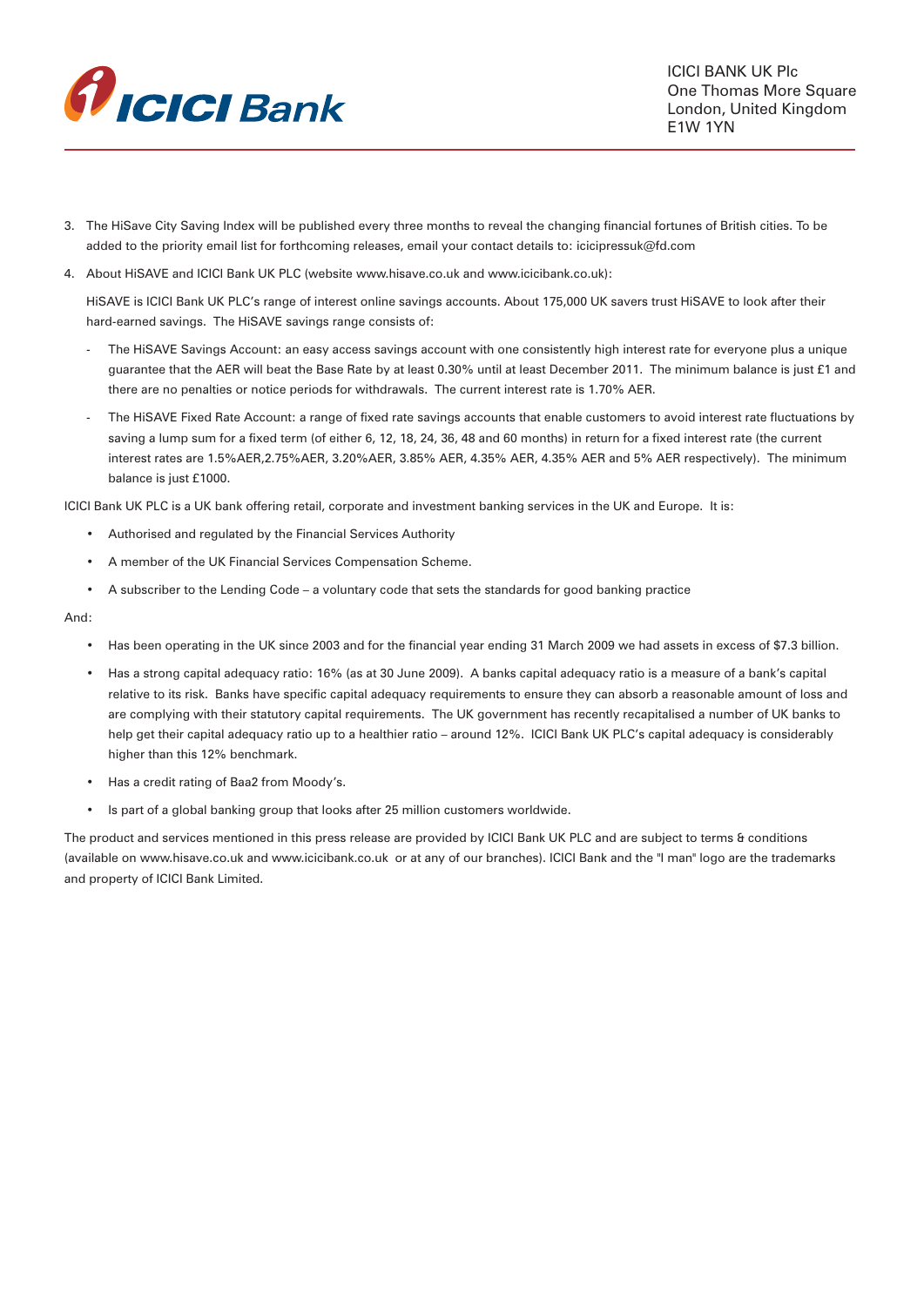ICICI BANK UK Plc
One Thomas More Square
London, United Kingdom
E1W 1YN

3. The HiSave City Saving Index will be published every three months to reveal the changing financial fortunes of British cities. To be added to the priority email list for forthcoming releases, email your contact details to: icicipressuk@fd.com

4. About HiSAVE and ICICI Bank UK PLC (website www.hisave.co.uk and www.icicibank.co.uk):

   HiSAVE is ICICI Bank UK PLC's range of interest online savings accounts. About 175,000 UK savers trust HiSAVE to look after their hard-earned savings. The HiSAVE savings range consists of:

   - The HiSAVE Savings Account: an easy access savings account with one consistently high interest rate for everyone plus a unique guarantee that the AER will beat the Base Rate by at least 0.30% until at least December 2011. The minimum balance is just £1 and there are no penalties or notice periods for withdrawals. The current interest rate is 1.70% AER.

   - The HiSAVE Fixed Rate Account: a range of fixed rate savings accounts that enable customers to avoid interest rate fluctuations by saving a lump sum for a fixed term (of either 6, 12, 18, 24, 36, 48 and 60 months) in return for a fixed interest rate (the current interest rates are 1.5%AER,2.75%AER, 3.20%AER, 3.85% AER, 4.35% AER, 4.35% AER and 5% AER respectively). The minimum balance is just £1000.

ICICI Bank UK PLC is a UK bank offering retail, corporate and investment banking services in the UK and Europe. It is:

- Authorised and regulated by the Financial Services Authority
- A member of the UK Financial Services Compensation Scheme.
- A subscriber to the Lending Code – a voluntary code that sets the standards for good banking practice

And:

- Has been operating in the UK since 2003 and for the financial year ending 31 March 2009 we had assets in excess of $7.3 billion.
- Has a strong capital adequacy ratio: 16% (as at 30 June 2009). A banks capital adequacy ratio is a measure of a bank's capital relative to its risk. Banks have specific capital adequacy requirements to ensure they can absorb a reasonable amount of loss and are complying with their statutory capital requirements. The UK government has recently recapitalised a number of UK banks to help get their capital adequacy ratio up to a healthier ratio – around 12%. ICICI Bank UK PLC's capital adequacy is considerably higher than this 12% benchmark.
- Has a credit rating of Baa2 from Moody's.
- Is part of a global banking group that looks after 25 million customers worldwide.

The product and services mentioned in this press release are provided by ICICI Bank UK PLC and are subject to terms & conditions (available on www.hisave.co.uk and www.icicibank.co.uk or at any of our branches). ICICI Bank and the "I man" logo are the trademarks and property of ICICI Bank Limited.